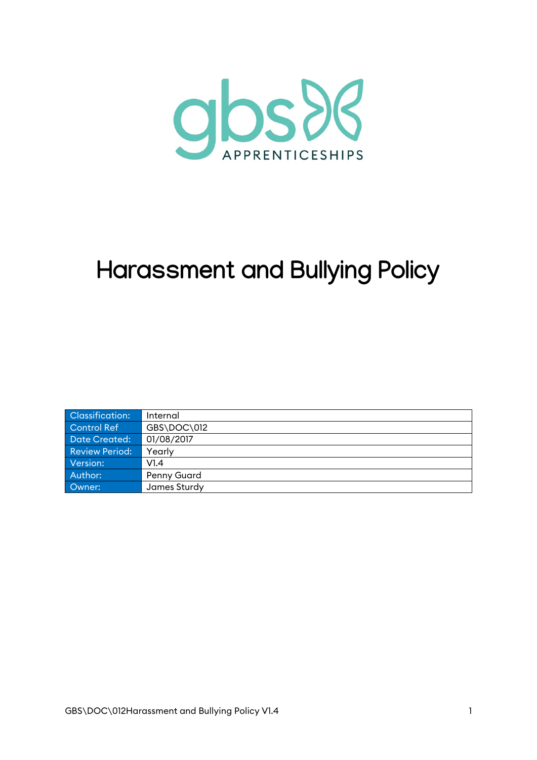gbs APPRENTICESHIPS

# Harassment and Bullying Policy

| Classification: | Internal |
|---|---|
| Control Ref | GBS\DOC\012 |
| Date Created: | 01/08/2017 |
| Review Period: | Yearly |
| Version: | V1.4 |
| Author: | Penny Guard |
| Owner: | James Sturdy |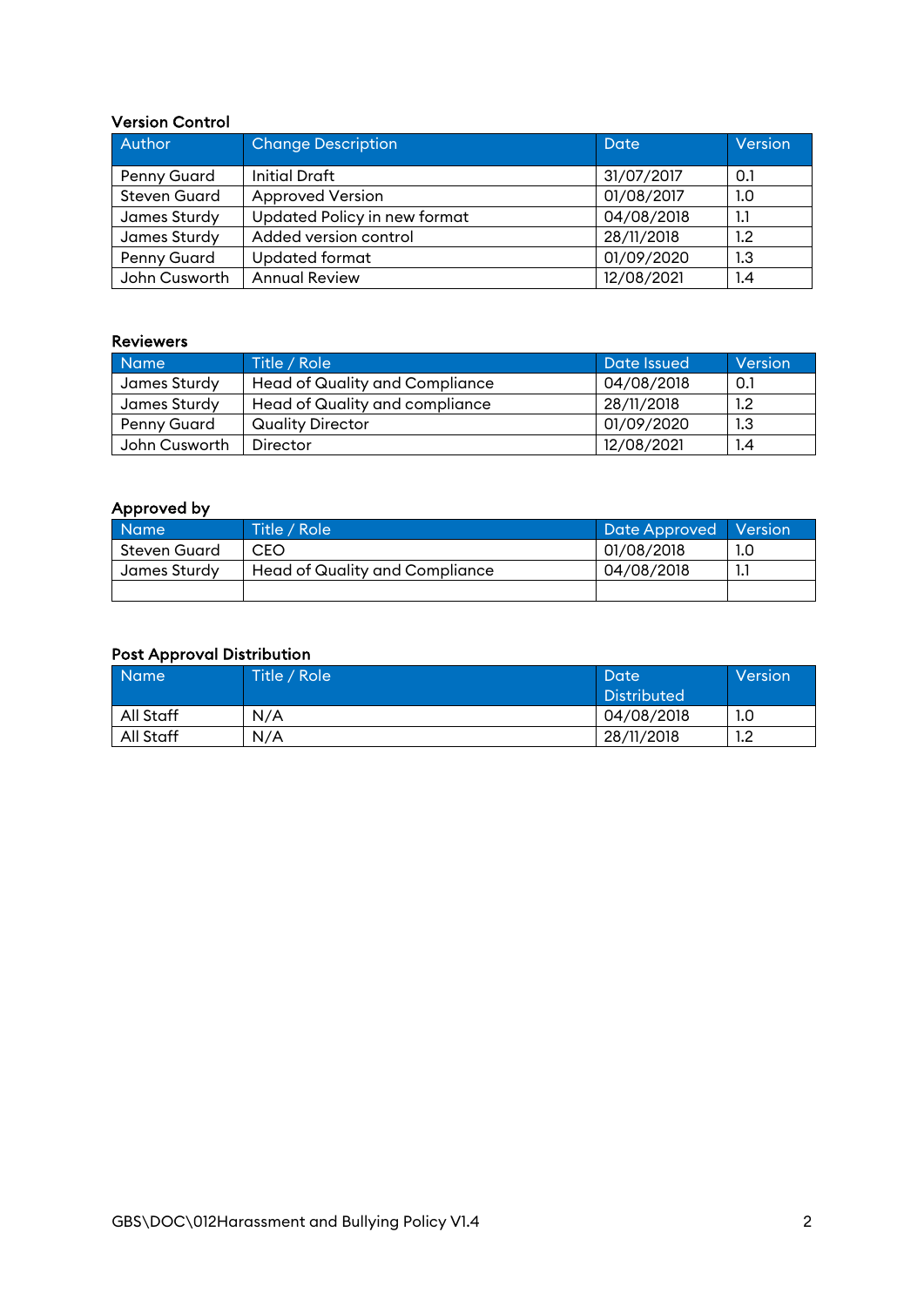**Version Control**

| Author | Change Description | Date | Version |
|---|---|---|---|
| Penny Guard | Initial Draft | 31/07/2017 | 0.1 |
| Steven Guard | Approved Version | 01/08/2017 | 1.0 |
| James Sturdy | Updated Policy in new format | 04/08/2018 | 1.1 |
| James Sturdy | Added version control | 28/11/2018 | 1.2 |
| Penny Guard | Updated format | 01/09/2020 | 1.3 |
| John Cusworth | Annual Review | 12/08/2021 | 1.4 |

**Reviewers**

| Name | Title / Role | Date Issued | Version |
|---|---|---|---|
| James Sturdy | Head of Quality and Compliance | 04/08/2018 | 0.1 |
| James Sturdy | Head of Quality and compliance | 28/11/2018 | 1.2 |
| Penny Guard | Quality Director | 01/09/2020 | 1.3 |
| John Cusworth | Director | 12/08/2021 | 1.4 |

**Approved by**

| Name | Title / Role | Date Approved | Version |
|---|---|---|---|
| Steven Guard | CEO | 01/08/2018 | 1.0 |
| James Sturdy | Head of Quality and Compliance | 04/08/2018 | 1.1 |
| | | | |

**Post Approval Distribution**

| Name | Title / Role | Date Distributed | Version |
|---|---|---|---|
| All Staff | N/A | 04/08/2018 | 1.0 |
| All Staff | N/A | 28/11/2018 | 1.2 |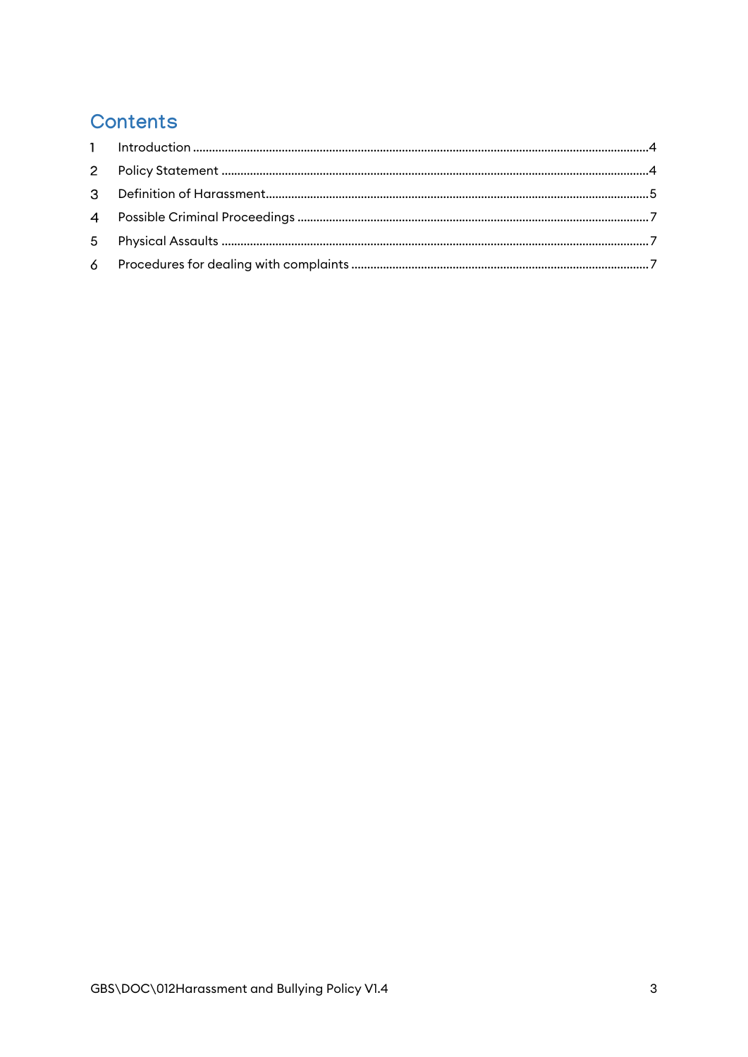# Contents

1 Introduction ....................................................................................................................................4

2 Policy Statement ............................................................................................................................4

3 Definition of Harassment..................................................................................................................5

4 Possible Criminal Proceedings .........................................................................................................7

5 Physical Assaults ............................................................................................................................7

6 Procedures for dealing with complaints ...........................................................................................7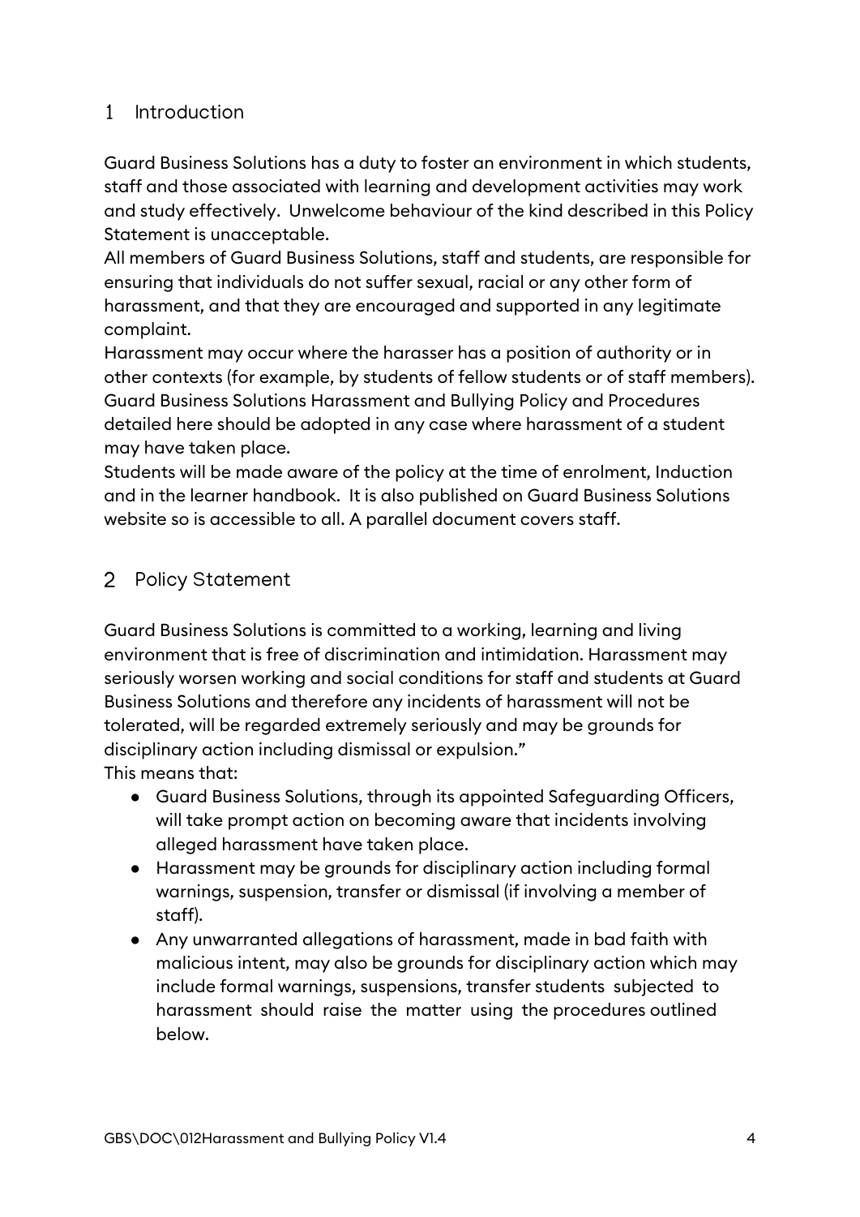## 1 Introduction

Guard Business Solutions has a duty to foster an environment in which students, staff and those associated with learning and development activities may work and study effectively. Unwelcome behaviour of the kind described in this Policy Statement is unacceptable.

All members of Guard Business Solutions, staff and students, are responsible for ensuring that individuals do not suffer sexual, racial or any other form of harassment, and that they are encouraged and supported in any legitimate complaint.

Harassment may occur where the harasser has a position of authority or in other contexts (for example, by students of fellow students or of staff members). Guard Business Solutions Harassment and Bullying Policy and Procedures detailed here should be adopted in any case where harassment of a student may have taken place.

Students will be made aware of the policy at the time of enrolment, Induction and in the learner handbook. It is also published on Guard Business Solutions website so is accessible to all. A parallel document covers staff.

## 2 Policy Statement

Guard Business Solutions is committed to a working, learning and living environment that is free of discrimination and intimidation. Harassment may seriously worsen working and social conditions for staff and students at Guard Business Solutions and therefore any incidents of harassment will not be tolerated, will be regarded extremely seriously and may be grounds for disciplinary action including dismissal or expulsion."

This means that:

- Guard Business Solutions, through its appointed Safeguarding Officers, will take prompt action on becoming aware that incidents involving alleged harassment have taken place.
- Harassment may be grounds for disciplinary action including formal warnings, suspension, transfer or dismissal (if involving a member of staff).
- Any unwarranted allegations of harassment, made in bad faith with malicious intent, may also be grounds for disciplinary action which may include formal warnings, suspensions, transfer students subjected to harassment should raise the matter using the procedures outlined below.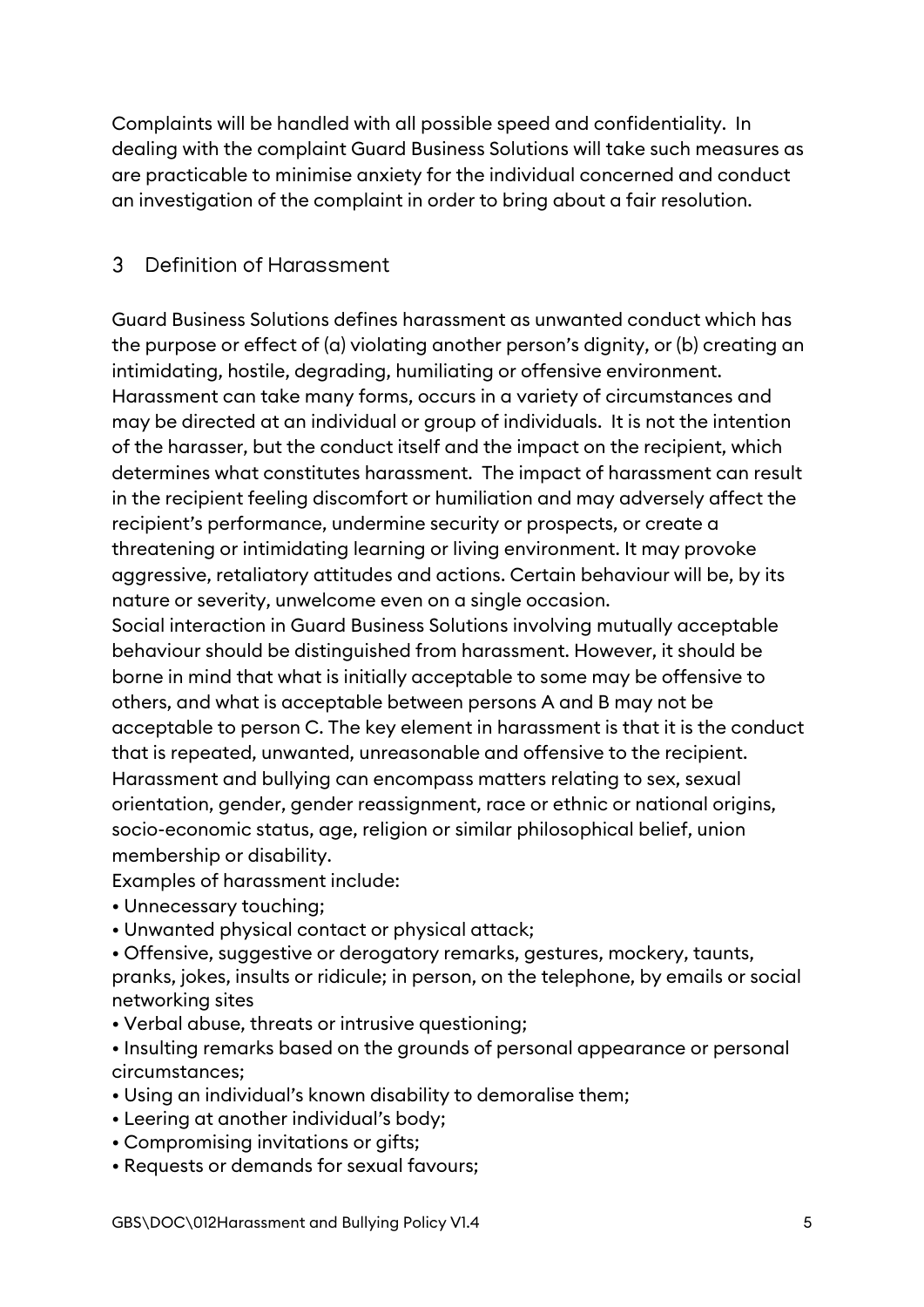Complaints will be handled with all possible speed and confidentiality. In dealing with the complaint Guard Business Solutions will take such measures as are practicable to minimise anxiety for the individual concerned and conduct an investigation of the complaint in order to bring about a fair resolution.

## 3 Definition of Harassment

Guard Business Solutions defines harassment as unwanted conduct which has the purpose or effect of (a) violating another person's dignity, or (b) creating an intimidating, hostile, degrading, humiliating or offensive environment. Harassment can take many forms, occurs in a variety of circumstances and may be directed at an individual or group of individuals. It is not the intention of the harasser, but the conduct itself and the impact on the recipient, which determines what constitutes harassment. The impact of harassment can result in the recipient feeling discomfort or humiliation and may adversely affect the recipient's performance, undermine security or prospects, or create a threatening or intimidating learning or living environment. It may provoke aggressive, retaliatory attitudes and actions. Certain behaviour will be, by its nature or severity, unwelcome even on a single occasion.

Social interaction in Guard Business Solutions involving mutually acceptable behaviour should be distinguished from harassment. However, it should be borne in mind that what is initially acceptable to some may be offensive to others, and what is acceptable between persons A and B may not be acceptable to person C. The key element in harassment is that it is the conduct that is repeated, unwanted, unreasonable and offensive to the recipient.

Harassment and bullying can encompass matters relating to sex, sexual orientation, gender, gender reassignment, race or ethnic or national origins, socio-economic status, age, religion or similar philosophical belief, union membership or disability.

Examples of harassment include:

- Unnecessary touching;
- Unwanted physical contact or physical attack;
- Offensive, suggestive or derogatory remarks, gestures, mockery, taunts, pranks, jokes, insults or ridicule; in person, on the telephone, by emails or social networking sites
- Verbal abuse, threats or intrusive questioning;
- Insulting remarks based on the grounds of personal appearance or personal circumstances;
- Using an individual's known disability to demoralise them;
- Leering at another individual's body;
- Compromising invitations or gifts;
- Requests or demands for sexual favours;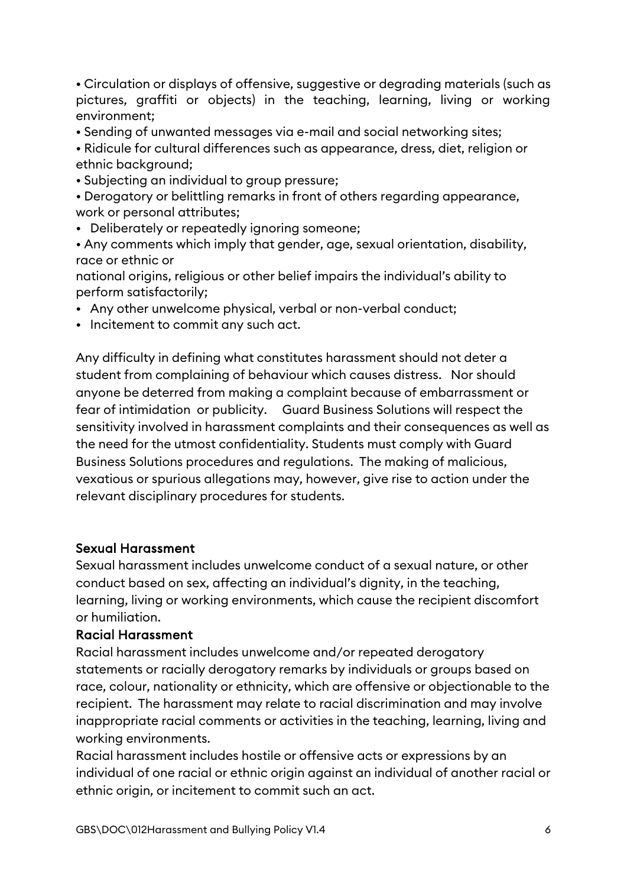- Circulation or displays of offensive, suggestive or degrading materials (such as pictures, graffiti or objects) in the teaching, learning, living or working environment;
- Sending of unwanted messages via e-mail and social networking sites;
- Ridicule for cultural differences such as appearance, dress, diet, religion or ethnic background;
- Subjecting an individual to group pressure;
- Derogatory or belittling remarks in front of others regarding appearance, work or personal attributes;
- Deliberately or repeatedly ignoring someone;
- Any comments which imply that gender, age, sexual orientation, disability, race or ethnic or national origins, religious or other belief impairs the individual's ability to perform satisfactorily;
- Any other unwelcome physical, verbal or non-verbal conduct;
- Incitement to commit any such act.

Any difficulty in defining what constitutes harassment should not deter a student from complaining of behaviour which causes distress. Nor should anyone be deterred from making a complaint because of embarrassment or fear of intimidation or publicity. Guard Business Solutions will respect the sensitivity involved in harassment complaints and their consequences as well as the need for the utmost confidentiality. Students must comply with Guard Business Solutions procedures and regulations. The making of malicious, vexatious or spurious allegations may, however, give rise to action under the relevant disciplinary procedures for students.

### Sexual Harassment

Sexual harassment includes unwelcome conduct of a sexual nature, or other conduct based on sex, affecting an individual's dignity, in the teaching, learning, living or working environments, which cause the recipient discomfort or humiliation.

### Racial Harassment

Racial harassment includes unwelcome and/or repeated derogatory statements or racially derogatory remarks by individuals or groups based on race, colour, nationality or ethnicity, which are offensive or objectionable to the recipient. The harassment may relate to racial discrimination and may involve inappropriate racial comments or activities in the teaching, learning, living and working environments.

Racial harassment includes hostile or offensive acts or expressions by an individual of one racial or ethnic origin against an individual of another racial or ethnic origin, or incitement to commit such an act.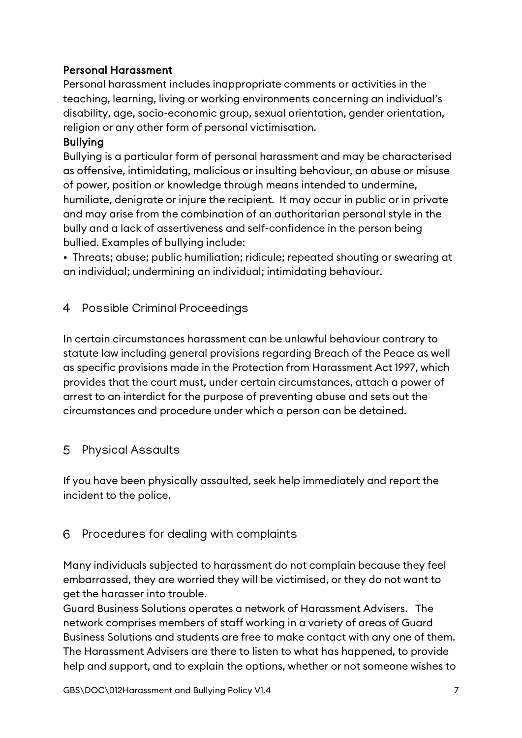**Personal Harassment**

Personal harassment includes inappropriate comments or activities in the teaching, learning, living or working environments concerning an individual's disability, age, socio-economic group, sexual orientation, gender orientation, religion or any other form of personal victimisation.

**Bullying**

Bullying is a particular form of personal harassment and may be characterised as offensive, intimidating, malicious or insulting behaviour, an abuse or misuse of power, position or knowledge through means intended to undermine, humiliate, denigrate or injure the recipient. It may occur in public or in private and may arise from the combination of an authoritarian personal style in the bully and a lack of assertiveness and self-confidence in the person being bullied. Examples of bullying include:

- Threats; abuse; public humiliation; ridicule; repeated shouting or swearing at an individual; undermining an individual; intimidating behaviour.

## 4 Possible Criminal Proceedings

In certain circumstances harassment can be unlawful behaviour contrary to statute law including general provisions regarding Breach of the Peace as well as specific provisions made in the Protection from Harassment Act 1997, which provides that the court must, under certain circumstances, attach a power of arrest to an interdict for the purpose of preventing abuse and sets out the circumstances and procedure under which a person can be detained.

## 5 Physical Assaults

If you have been physically assaulted, seek help immediately and report the incident to the police.

## 6 Procedures for dealing with complaints

Many individuals subjected to harassment do not complain because they feel embarrassed, they are worried they will be victimised, or they do not want to get the harasser into trouble.

Guard Business Solutions operates a network of Harassment Advisers. The network comprises members of staff working in a variety of areas of Guard Business Solutions and students are free to make contact with any one of them. The Harassment Advisers are there to listen to what has happened, to provide help and support, and to explain the options, whether or not someone wishes to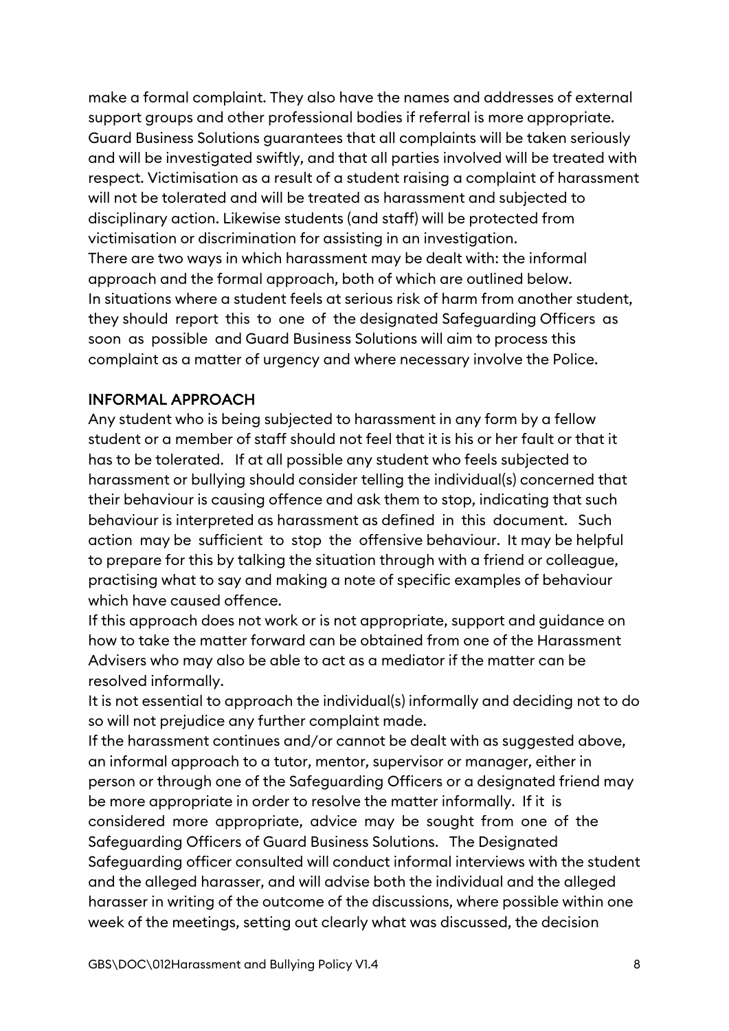make a formal complaint. They also have the names and addresses of external support groups and other professional bodies if referral is more appropriate. Guard Business Solutions guarantees that all complaints will be taken seriously and will be investigated swiftly, and that all parties involved will be treated with respect. Victimisation as a result of a student raising a complaint of harassment will not be tolerated and will be treated as harassment and subjected to disciplinary action. Likewise students (and staff) will be protected from victimisation or discrimination for assisting in an investigation.

There are two ways in which harassment may be dealt with: the informal approach and the formal approach, both of which are outlined below.

In situations where a student feels at serious risk of harm from another student, they should report this to one of the designated Safeguarding Officers as soon as possible and Guard Business Solutions will aim to process this complaint as a matter of urgency and where necessary involve the Police.

## INFORMAL APPROACH

Any student who is being subjected to harassment in any form by a fellow student or a member of staff should not feel that it is his or her fault or that it has to be tolerated. If at all possible any student who feels subjected to harassment or bullying should consider telling the individual(s) concerned that their behaviour is causing offence and ask them to stop, indicating that such behaviour is interpreted as harassment as defined in this document. Such action may be sufficient to stop the offensive behaviour. It may be helpful to prepare for this by talking the situation through with a friend or colleague, practising what to say and making a note of specific examples of behaviour which have caused offence.

If this approach does not work or is not appropriate, support and guidance on how to take the matter forward can be obtained from one of the Harassment Advisers who may also be able to act as a mediator if the matter can be resolved informally.

It is not essential to approach the individual(s) informally and deciding not to do so will not prejudice any further complaint made.

If the harassment continues and/or cannot be dealt with as suggested above, an informal approach to a tutor, mentor, supervisor or manager, either in person or through one of the Safeguarding Officers or a designated friend may be more appropriate in order to resolve the matter informally. If it is considered more appropriate, advice may be sought from one of the Safeguarding Officers of Guard Business Solutions. The Designated Safeguarding officer consulted will conduct informal interviews with the student and the alleged harasser, and will advise both the individual and the alleged harasser in writing of the outcome of the discussions, where possible within one week of the meetings, setting out clearly what was discussed, the decision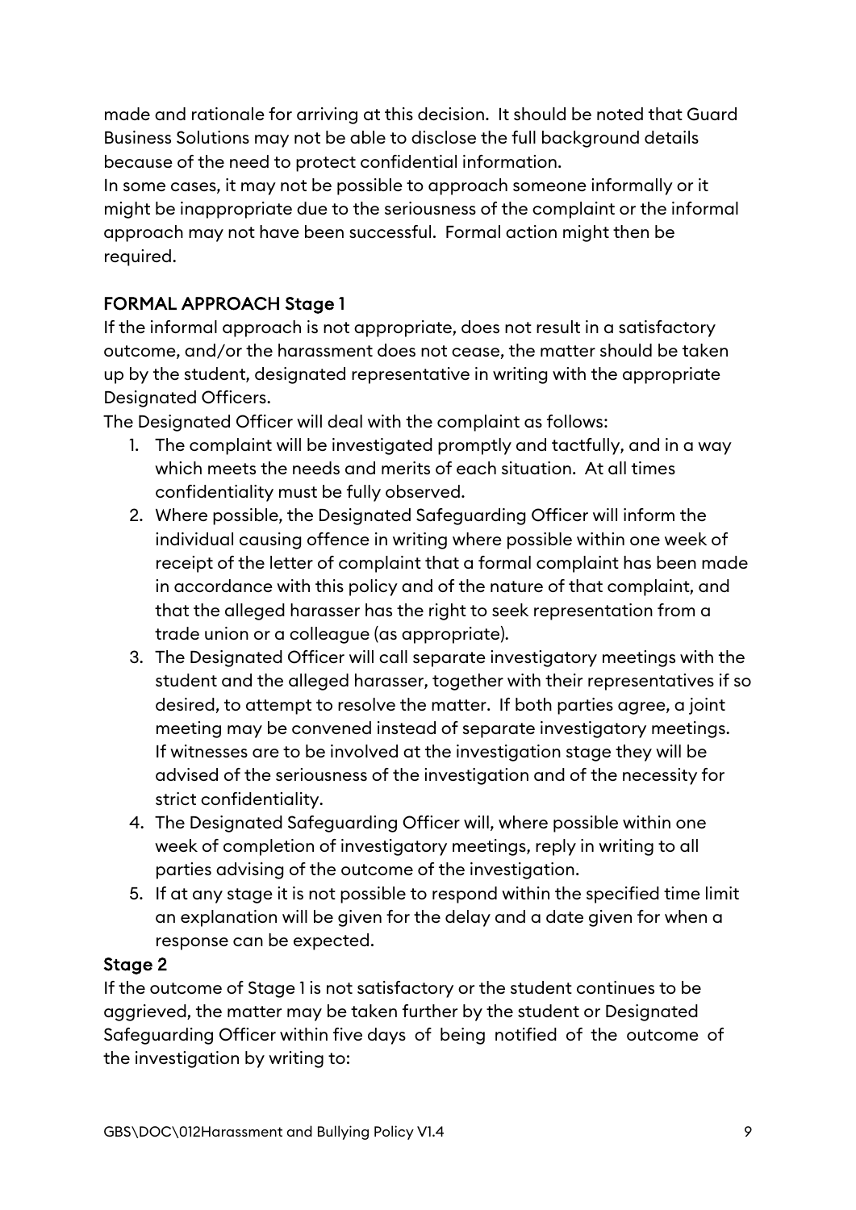made and rationale for arriving at this decision. It should be noted that Guard Business Solutions may not be able to disclose the full background details because of the need to protect confidential information.

In some cases, it may not be possible to approach someone informally or it might be inappropriate due to the seriousness of the complaint or the informal approach may not have been successful. Formal action might then be required.

### FORMAL APPROACH Stage 1

If the informal approach is not appropriate, does not result in a satisfactory outcome, and/or the harassment does not cease, the matter should be taken up by the student, designated representative in writing with the appropriate Designated Officers.

The Designated Officer will deal with the complaint as follows:

1. The complaint will be investigated promptly and tactfully, and in a way which meets the needs and merits of each situation. At all times confidentiality must be fully observed.
2. Where possible, the Designated Safeguarding Officer will inform the individual causing offence in writing where possible within one week of receipt of the letter of complaint that a formal complaint has been made in accordance with this policy and of the nature of that complaint, and that the alleged harasser has the right to seek representation from a trade union or a colleague (as appropriate).
3. The Designated Officer will call separate investigatory meetings with the student and the alleged harasser, together with their representatives if so desired, to attempt to resolve the matter. If both parties agree, a joint meeting may be convened instead of separate investigatory meetings. If witnesses are to be involved at the investigation stage they will be advised of the seriousness of the investigation and of the necessity for strict confidentiality.
4. The Designated Safeguarding Officer will, where possible within one week of completion of investigatory meetings, reply in writing to all parties advising of the outcome of the investigation.
5. If at any stage it is not possible to respond within the specified time limit an explanation will be given for the delay and a date given for when a response can be expected.

### Stage 2

If the outcome of Stage 1 is not satisfactory or the student continues to be aggrieved, the matter may be taken further by the student or Designated Safeguarding Officer within five days of being notified of the outcome of the investigation by writing to: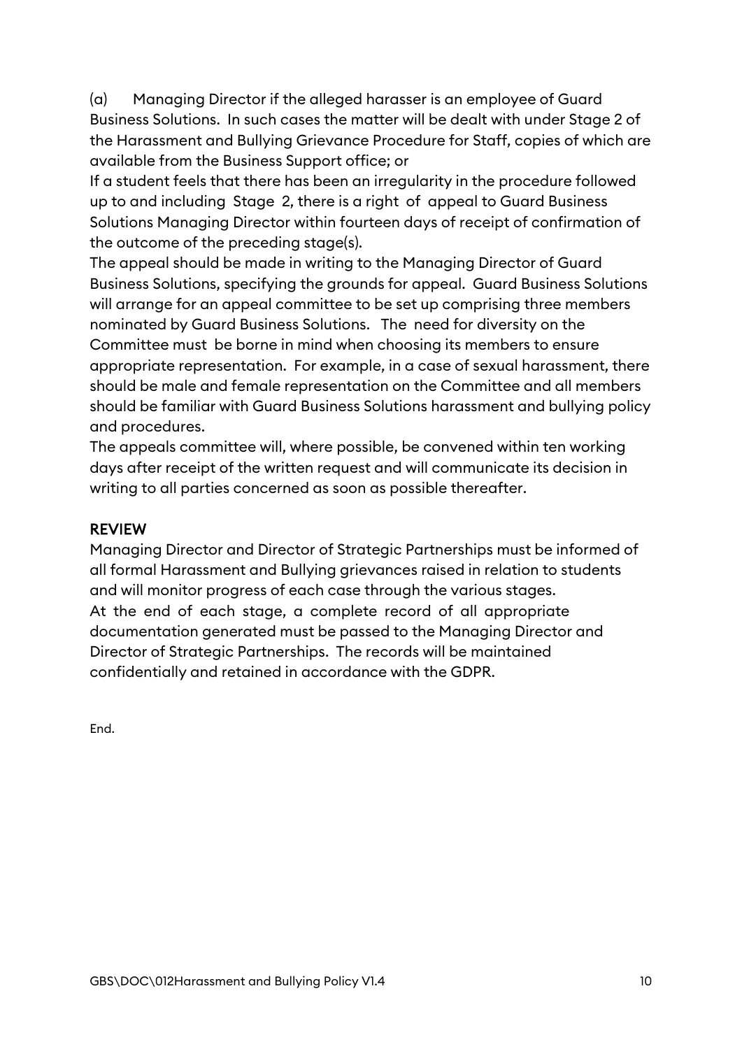(a) Managing Director if the alleged harasser is an employee of Guard Business Solutions. In such cases the matter will be dealt with under Stage 2 of the Harassment and Bullying Grievance Procedure for Staff, copies of which are available from the Business Support office; or

If a student feels that there has been an irregularity in the procedure followed up to and including Stage 2, there is a right of appeal to Guard Business Solutions Managing Director within fourteen days of receipt of confirmation of the outcome of the preceding stage(s).

The appeal should be made in writing to the Managing Director of Guard Business Solutions, specifying the grounds for appeal. Guard Business Solutions will arrange for an appeal committee to be set up comprising three members nominated by Guard Business Solutions. The need for diversity on the Committee must be borne in mind when choosing its members to ensure appropriate representation. For example, in a case of sexual harassment, there should be male and female representation on the Committee and all members should be familiar with Guard Business Solutions harassment and bullying policy and procedures.

The appeals committee will, where possible, be convened within ten working days after receipt of the written request and will communicate its decision in writing to all parties concerned as soon as possible thereafter.

## REVIEW

Managing Director and Director of Strategic Partnerships must be informed of all formal Harassment and Bullying grievances raised in relation to students and will monitor progress of each case through the various stages.

At the end of each stage, a complete record of all appropriate documentation generated must be passed to the Managing Director and Director of Strategic Partnerships. The records will be maintained confidentially and retained in accordance with the GDPR.

End.